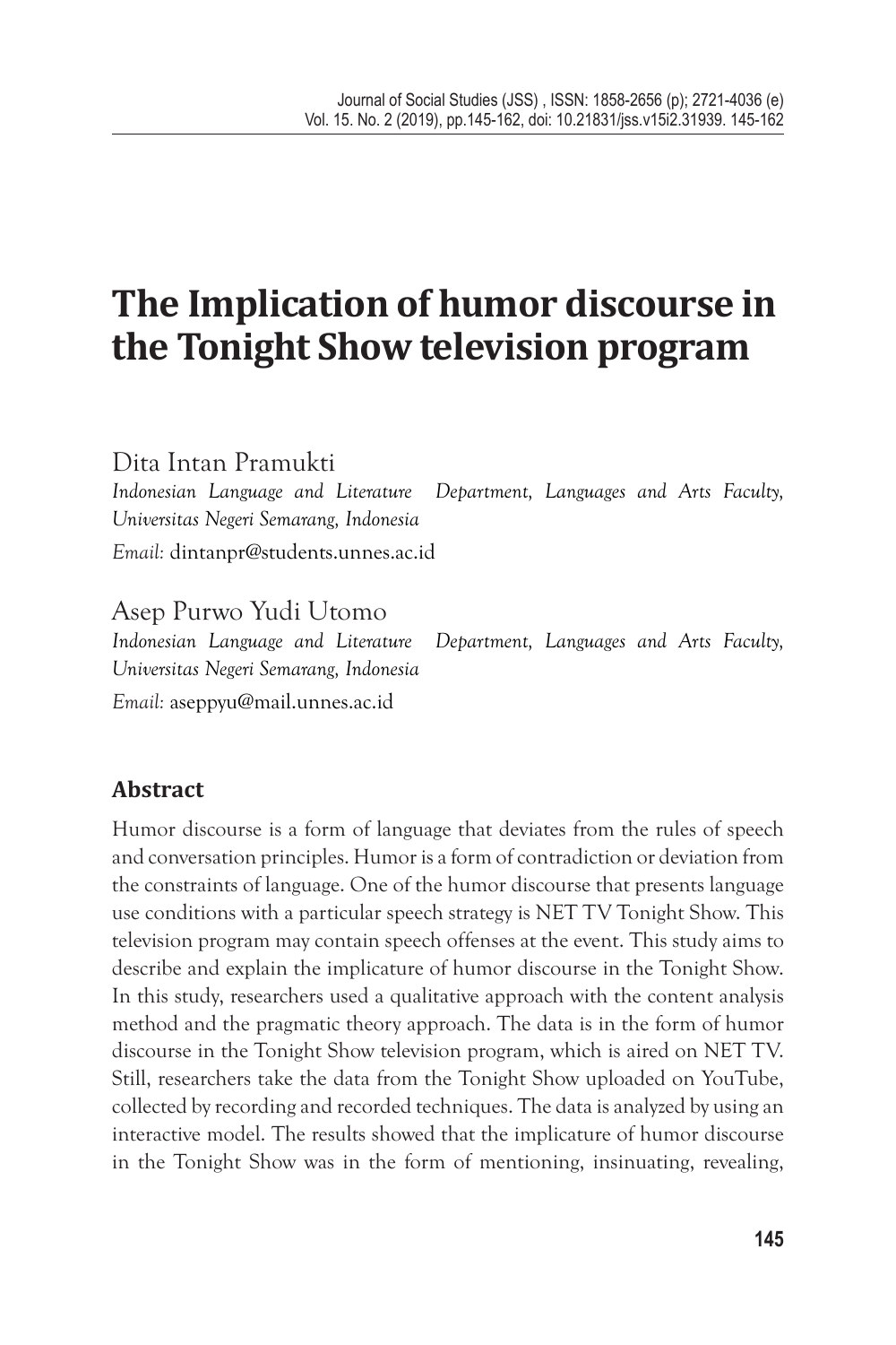# The Implication of humor discourse in the Tonight Show television program

Dita Intan Pramukti

*Indonesian Language and Literature Department, Languages and Arts Faculty, Universitas Negeri Semarang, Indonesia*

*Email:* dintanpr@students.unnes.ac.id

Asep Purwo Yudi Utomo

*Indonesian Language and Literature Department, Languages and Arts Faculty, Universitas Negeri Semarang, Indonesia*

*Email:* aseppyu@mail.unnes.ac.id

## Abstract

Humor discourse is a form of language that deviates from the rules of speech and conversation principles. Humor is a form of contradiction or deviation from the constraints of language. One of the humor discourse that presents language use conditions with a particular speech strategy is NET TV Tonight Show. This television program may contain speech offenses at the event. This study aims to describe and explain the implicature of humor discourse in the Tonight Show. In this study, researchers used a qualitative approach with the content analysis method and the pragmatic theory approach. The data is in the form of humor discourse in the Tonight Show television program, which is aired on NET TV. Still, researchers take the data from the Tonight Show uploaded on YouTube, collected by recording and recorded techniques. The data is analyzed by using an interactive model. The results showed that the implicature of humor discourse in the Tonight Show was in the form of mentioning, insinuating, revealing,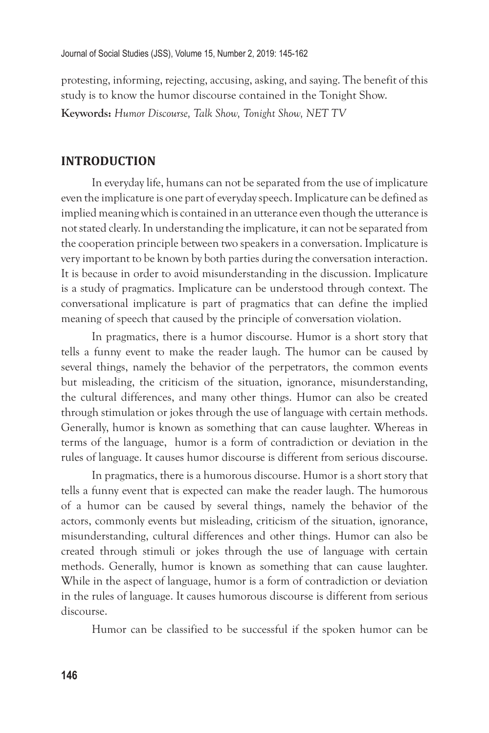protesting, informing, rejecting, accusing, asking, and saying. The benefit of this study is to know the humor discourse contained in the Tonight Show.

**Keywords:** *Humor Discourse, Talk Show, Tonight Show, NET TV*

## INTRODUCTION

In everyday life, humans can not be separated from the use of implicature even the implicature is one part of everyday speech. Implicature can be defined as implied meaning which is contained in an utterance even though the utterance is not stated clearly. In understanding the implicature, it can not be separated from the cooperation principle between two speakers in a conversation. Implicature is very important to be known by both parties during the conversation interaction. It is because in order to avoid misunderstanding in the discussion. Implicature is a study of pragmatics. Implicature can be understood through context. The conversational implicature is part of pragmatics that can define the implied meaning of speech that caused by the principle of conversation violation.

In pragmatics, there is a humor discourse. Humor is a short story that tells a funny event to make the reader laugh. The humor can be caused by several things, namely the behavior of the perpetrators, the common events but misleading, the criticism of the situation, ignorance, misunderstanding, the cultural differences, and many other things. Humor can also be created through stimulation or jokes through the use of language with certain methods. Generally, humor is known as something that can cause laughter. Whereas in terms of the language, humor is a form of contradiction or deviation in the rules of language. It causes humor discourse is different from serious discourse.

In pragmatics, there is a humorous discourse. Humor is a short story that tells a funny event that is expected can make the reader laugh. The humorous of a humor can be caused by several things, namely the behavior of the actors, commonly events but misleading, criticism of the situation, ignorance, misunderstanding, cultural differences and other things. Humor can also be created through stimuli or jokes through the use of language with certain methods. Generally, humor is known as something that can cause laughter. While in the aspect of language, humor is a form of contradiction or deviation in the rules of language. It causes humorous discourse is different from serious discourse.

Humor can be classified to be successful if the spoken humor can be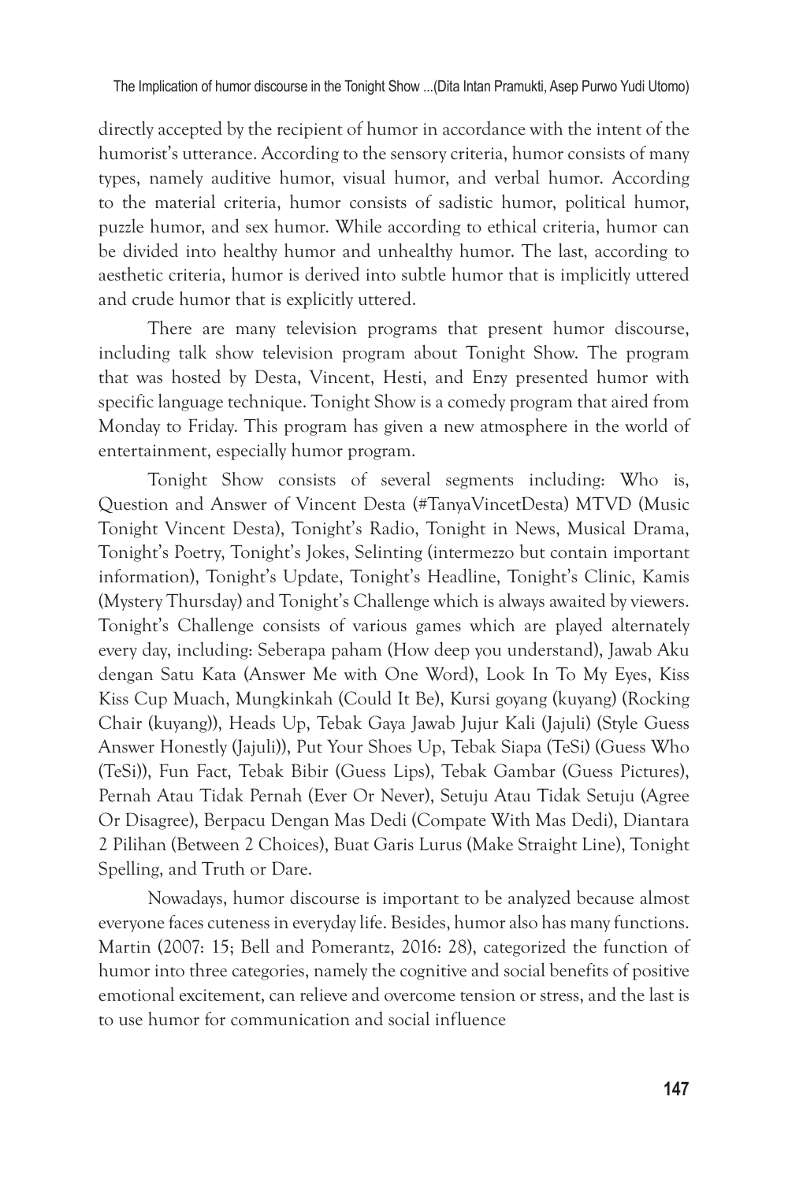directly accepted by the recipient of humor in accordance with the intent of the humorist's utterance. According to the sensory criteria, humor consists of many types, namely auditive humor, visual humor, and verbal humor. According to the material criteria, humor consists of sadistic humor, political humor, puzzle humor, and sex humor. While according to ethical criteria, humor can be divided into healthy humor and unhealthy humor. The last, according to aesthetic criteria, humor is derived into subtle humor that is implicitly uttered and crude humor that is explicitly uttered.

There are many television programs that present humor discourse, including talk show television program about Tonight Show. The program that was hosted by Desta, Vincent, Hesti, and Enzy presented humor with specific language technique. Tonight Show is a comedy program that aired from Monday to Friday. This program has given a new atmosphere in the world of entertainment, especially humor program.

Tonight Show consists of several segments including: Who is, Question and Answer of Vincent Desta (#TanyaVincetDesta) MTVD (Music Tonight Vincent Desta), Tonight's Radio, Tonight in News, Musical Drama, Tonight's Poetry, Tonight's Jokes, Selinting (intermezzo but contain important information), Tonight's Update, Tonight's Headline, Tonight's Clinic, Kamis (Mystery Thursday) and Tonight's Challenge which is always awaited by viewers. Tonight's Challenge consists of various games which are played alternately every day, including: Seberapa paham (How deep you understand), Jawab Aku dengan Satu Kata (Answer Me with One Word), Look In To My Eyes, Kiss Kiss Cup Muach, Mungkinkah (Could It Be), Kursi goyang (kuyang) (Rocking Chair (kuyang)), Heads Up, Tebak Gaya Jawab Jujur Kali (Jajuli) (Style Guess Answer Honestly (Jajuli)), Put Your Shoes Up, Tebak Siapa (TeSi) (Guess Who (TeSi)), Fun Fact, Tebak Bibir (Guess Lips), Tebak Gambar (Guess Pictures), Pernah Atau Tidak Pernah (Ever Or Never), Setuju Atau Tidak Setuju (Agree Or Disagree), Berpacu Dengan Mas Dedi (Compate With Mas Dedi), Diantara 2 Pilihan (Between 2 Choices), Buat Garis Lurus (Make Straight Line), Tonight Spelling, and Truth or Dare.

Nowadays, humor discourse is important to be analyzed because almost everyone faces cuteness in everyday life. Besides, humor also has many functions. Martin (2007: 15; Bell and Pomerantz, 2016: 28), categorized the function of humor into three categories, namely the cognitive and social benefits of positive emotional excitement, can relieve and overcome tension or stress, and the last is to use humor for communication and social influence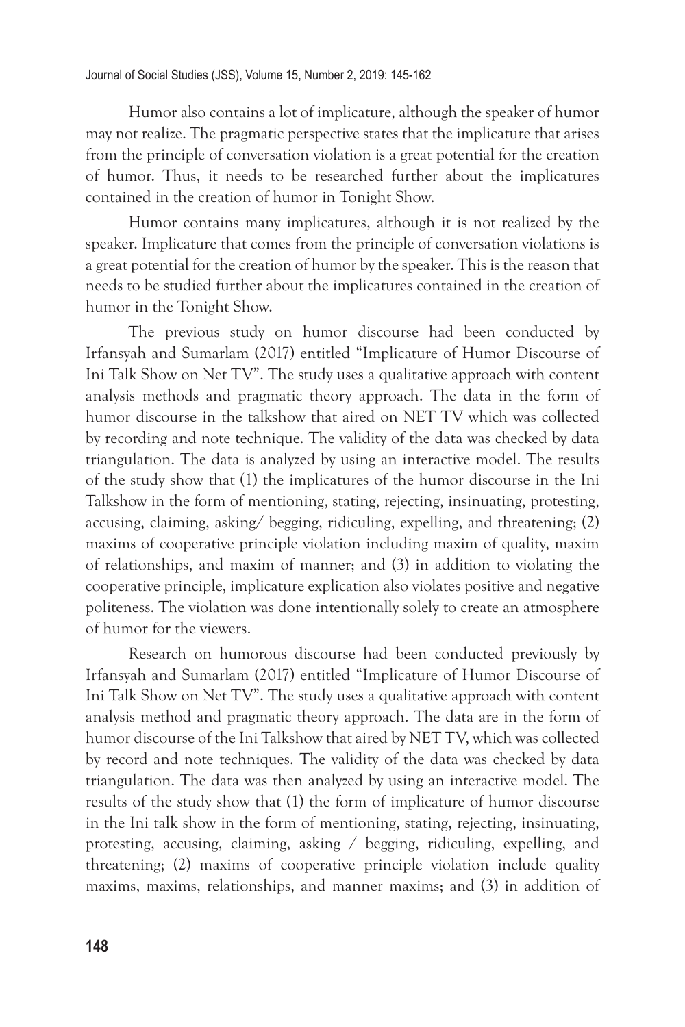Humor also contains a lot of implicature, although the speaker of humor may not realize. The pragmatic perspective states that the implicature that arises from the principle of conversation violation is a great potential for the creation of humor. Thus, it needs to be researched further about the implicatures contained in the creation of humor in Tonight Show.

Humor contains many implicatures, although it is not realized by the speaker. Implicature that comes from the principle of conversation violations is a great potential for the creation of humor by the speaker. This is the reason that needs to be studied further about the implicatures contained in the creation of humor in the Tonight Show.

The previous study on humor discourse had been conducted by Irfansyah and Sumarlam (2017) entitled "Implicature of Humor Discourse of Ini Talk Show on Net TV". The study uses a qualitative approach with content analysis methods and pragmatic theory approach. The data in the form of humor discourse in the talkshow that aired on NET TV which was collected by recording and note technique. The validity of the data was checked by data triangulation. The data is analyzed by using an interactive model. The results of the study show that (1) the implicatures of the humor discourse in the Ini Talkshow in the form of mentioning, stating, rejecting, insinuating, protesting, accusing, claiming, asking/ begging, ridiculing, expelling, and threatening; (2) maxims of cooperative principle violation including maxim of quality, maxim of relationships, and maxim of manner; and (3) in addition to violating the cooperative principle, implicature explication also violates positive and negative politeness. The violation was done intentionally solely to create an atmosphere of humor for the viewers.

Research on humorous discourse had been conducted previously by Irfansyah and Sumarlam (2017) entitled "Implicature of Humor Discourse of Ini Talk Show on Net TV". The study uses a qualitative approach with content analysis method and pragmatic theory approach. The data are in the form of humor discourse of the Ini Talkshow that aired by NET TV, which was collected by record and note techniques. The validity of the data was checked by data triangulation. The data was then analyzed by using an interactive model. The results of the study show that (1) the form of implicature of humor discourse in the Ini talk show in the form of mentioning, stating, rejecting, insinuating, protesting, accusing, claiming, asking / begging, ridiculing, expelling, and threatening; (2) maxims of cooperative principle violation include quality maxims, maxims, relationships, and manner maxims; and (3) in addition of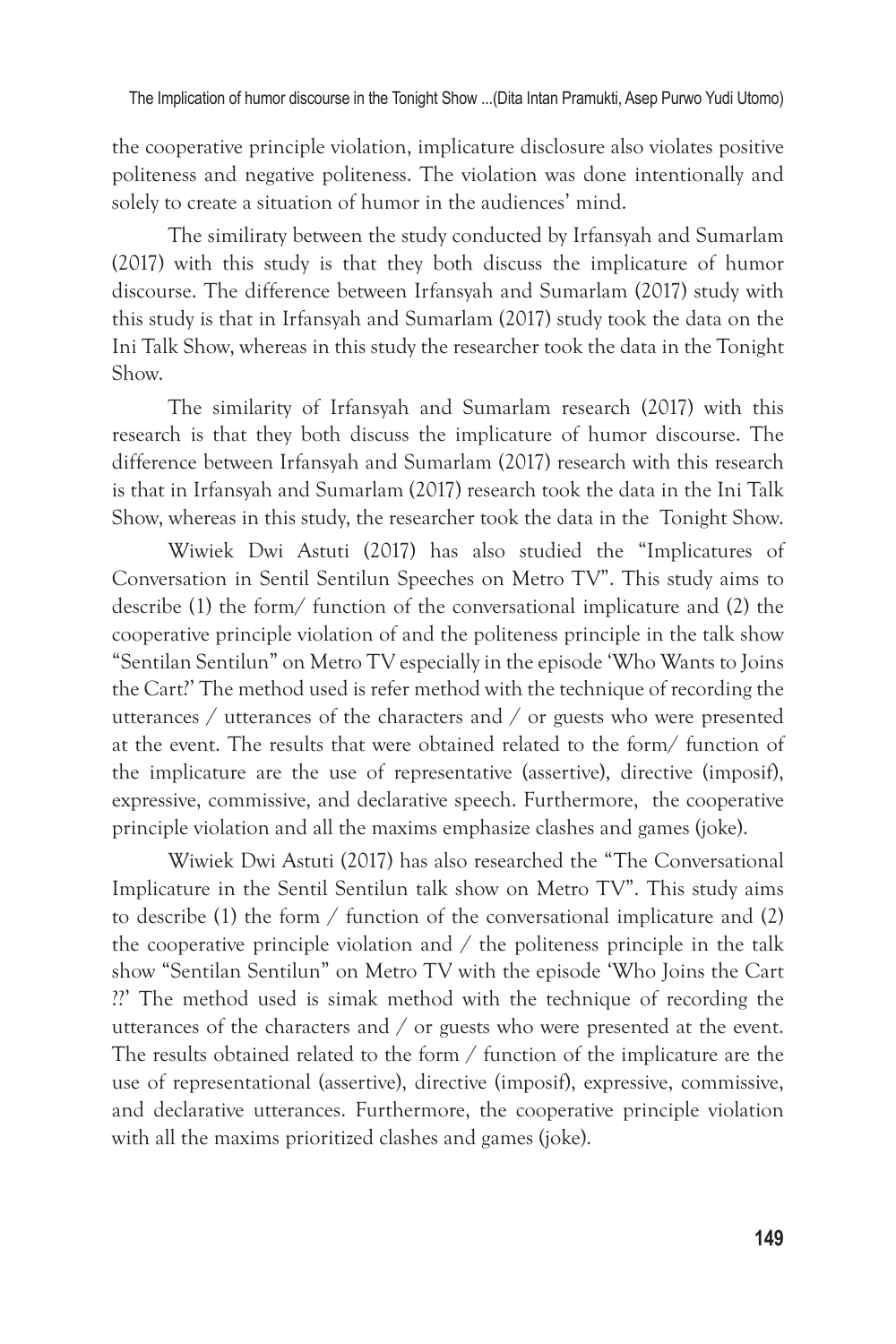the cooperative principle violation, implicature disclosure also violates positive politeness and negative politeness. The violation was done intentionally and solely to create a situation of humor in the audiences' mind.

The similiraty between the study conducted by Irfansyah and Sumarlam (2017) with this study is that they both discuss the implicature of humor discourse. The difference between Irfansyah and Sumarlam (2017) study with this study is that in Irfansyah and Sumarlam (2017) study took the data on the Ini Talk Show, whereas in this study the researcher took the data in the Tonight Show.

The similarity of Irfansyah and Sumarlam research (2017) with this research is that they both discuss the implicature of humor discourse. The difference between Irfansyah and Sumarlam (2017) research with this research is that in Irfansyah and Sumarlam (2017) research took the data in the Ini Talk Show, whereas in this study, the researcher took the data in the Tonight Show.

Wiwiek Dwi Astuti (2017) has also studied the "Implicatures of Conversation in Sentil Sentilun Speeches on Metro TV". This study aims to describe (1) the form/ function of the conversational implicature and (2) the cooperative principle violation of and the politeness principle in the talk show "Sentilan Sentilun" on Metro TV especially in the episode 'Who Wants to Joins the Cart?' The method used is refer method with the technique of recording the utterances / utterances of the characters and / or guests who were presented at the event. The results that were obtained related to the form/ function of the implicature are the use of representative (assertive), directive (imposif), expressive, commissive, and declarative speech. Furthermore, the cooperative principle violation and all the maxims emphasize clashes and games (joke).

Wiwiek Dwi Astuti (2017) has also researched the "The Conversational Implicature in the Sentil Sentilun talk show on Metro TV". This study aims to describe (1) the form / function of the conversational implicature and (2) the cooperative principle violation and / the politeness principle in the talk show "Sentilan Sentilun" on Metro TV with the episode 'Who Joins the Cart ??' The method used is simak method with the technique of recording the utterances of the characters and / or guests who were presented at the event. The results obtained related to the form / function of the implicature are the use of representational (assertive), directive (imposif), expressive, commissive, and declarative utterances. Furthermore, the cooperative principle violation with all the maxims prioritized clashes and games (joke).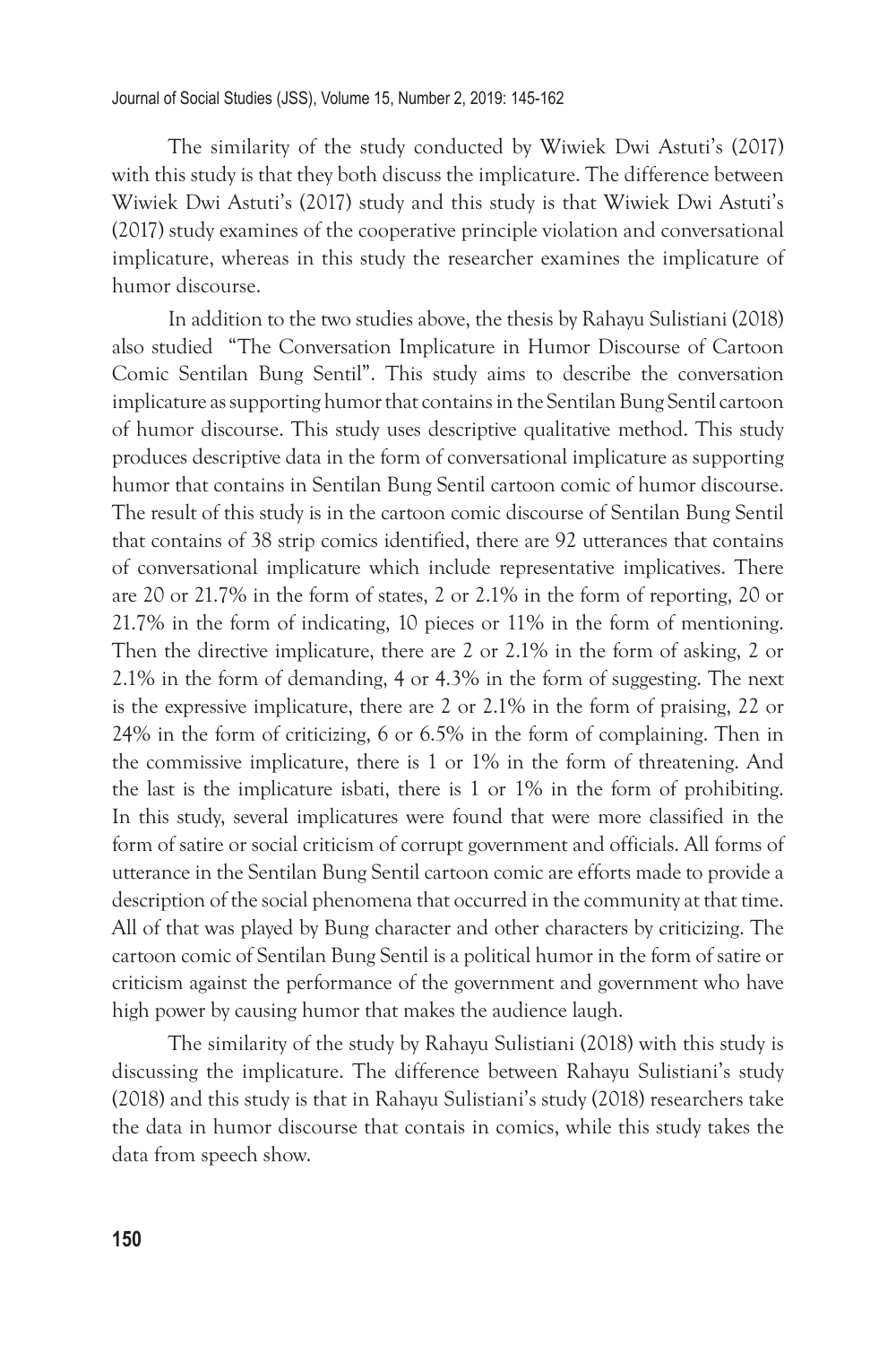The similarity of the study conducted by Wiwiek Dwi Astuti's (2017) with this study is that they both discuss the implicature. The difference between Wiwiek Dwi Astuti's (2017) study and this study is that Wiwiek Dwi Astuti's (2017) study examines of the cooperative principle violation and conversational implicature, whereas in this study the researcher examines the implicature of humor discourse.

In addition to the two studies above, the thesis by Rahayu Sulistiani (2018) also studied "The Conversation Implicature in Humor Discourse of Cartoon Comic Sentilan Bung Sentil". This study aims to describe the conversation implicature as supporting humor that contains in the Sentilan Bung Sentil cartoon of humor discourse. This study uses descriptive qualitative method. This study produces descriptive data in the form of conversational implicature as supporting humor that contains in Sentilan Bung Sentil cartoon comic of humor discourse. The result of this study is in the cartoon comic discourse of Sentilan Bung Sentil that contains of 38 strip comics identified, there are 92 utterances that contains of conversational implicature which include representative implicatives. There are 20 or 21.7% in the form of states, 2 or 2.1% in the form of reporting, 20 or 21.7% in the form of indicating, 10 pieces or 11% in the form of mentioning. Then the directive implicature, there are 2 or 2.1% in the form of asking, 2 or 2.1% in the form of demanding, 4 or 4.3% in the form of suggesting. The next is the expressive implicature, there are 2 or 2.1% in the form of praising, 22 or 24% in the form of criticizing, 6 or 6.5% in the form of complaining. Then in the commissive implicature, there is 1 or 1% in the form of threatening. And the last is the implicature isbati, there is 1 or 1% in the form of prohibiting. In this study, several implicatures were found that were more classified in the form of satire or social criticism of corrupt government and officials. All forms of utterance in the Sentilan Bung Sentil cartoon comic are efforts made to provide a description of the social phenomena that occurred in the community at that time. All of that was played by Bung character and other characters by criticizing. The cartoon comic of Sentilan Bung Sentil is a political humor in the form of satire or criticism against the performance of the government and government who have high power by causing humor that makes the audience laugh.

The similarity of the study by Rahayu Sulistiani (2018) with this study is discussing the implicature. The difference between Rahayu Sulistiani's study (2018) and this study is that in Rahayu Sulistiani's study (2018) researchers take the data in humor discourse that contais in comics, while this study takes the data from speech show.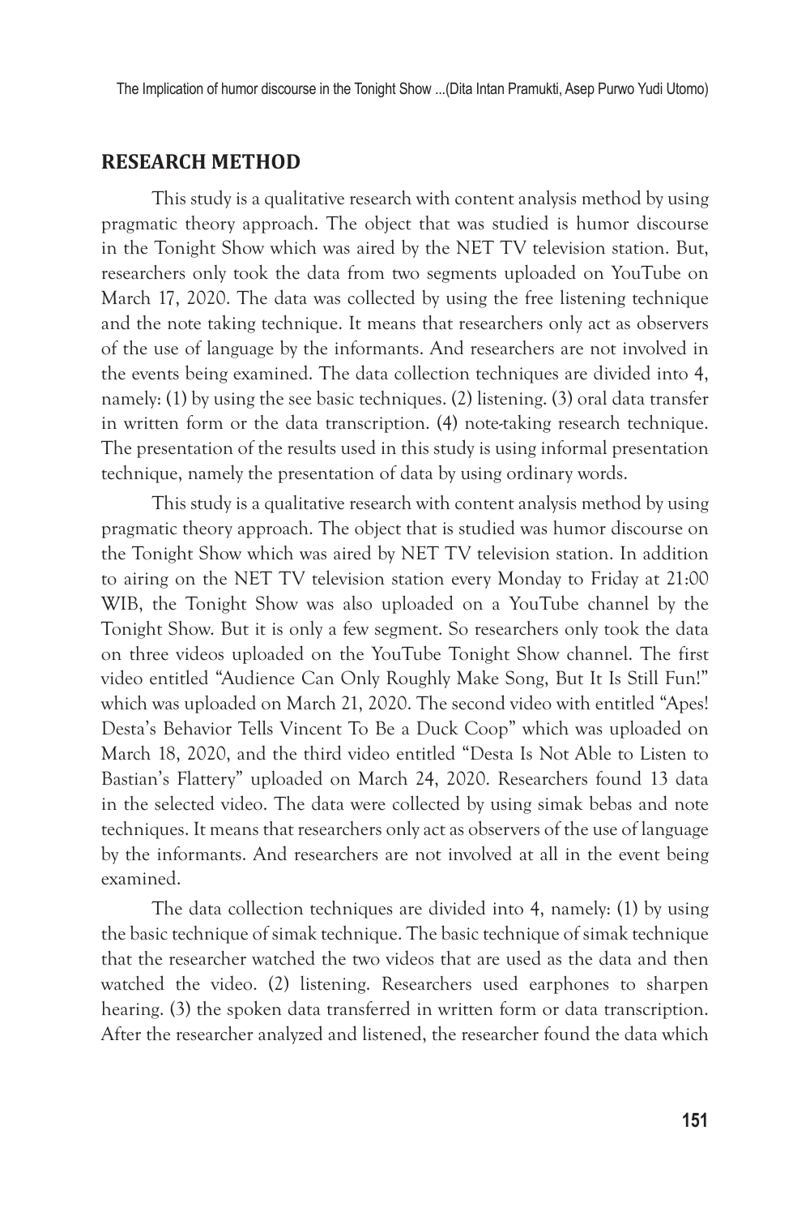## RESEARCH METHOD

This study is a qualitative research with content analysis method by using pragmatic theory approach. The object that was studied is humor discourse in the Tonight Show which was aired by the NET TV television station. But, researchers only took the data from two segments uploaded on YouTube on March 17, 2020. The data was collected by using the free listening technique and the note taking technique. It means that researchers only act as observers of the use of language by the informants. And researchers are not involved in the events being examined. The data collection techniques are divided into 4, namely: (1) by using the see basic techniques. (2) listening. (3) oral data transfer in written form or the data transcription. (4) note-taking research technique. The presentation of the results used in this study is using informal presentation technique, namely the presentation of data by using ordinary words.

This study is a qualitative research with content analysis method by using pragmatic theory approach. The object that is studied was humor discourse on the Tonight Show which was aired by NET TV television station. In addition to airing on the NET TV television station every Monday to Friday at 21:00 WIB, the Tonight Show was also uploaded on a YouTube channel by the Tonight Show. But it is only a few segment. So researchers only took the data on three videos uploaded on the YouTube Tonight Show channel. The first video entitled "Audience Can Only Roughly Make Song, But It Is Still Fun!" which was uploaded on March 21, 2020. The second video with entitled "Apes! Desta's Behavior Tells Vincent To Be a Duck Coop" which was uploaded on March 18, 2020, and the third video entitled "Desta Is Not Able to Listen to Bastian's Flattery" uploaded on March 24, 2020. Researchers found 13 data in the selected video. The data were collected by using simak bebas and note techniques. It means that researchers only act as observers of the use of language by the informants. And researchers are not involved at all in the event being examined.

The data collection techniques are divided into 4, namely: (1) by using the basic technique of simak technique. The basic technique of simak technique that the researcher watched the two videos that are used as the data and then watched the video. (2) listening. Researchers used earphones to sharpen hearing. (3) the spoken data transferred in written form or data transcription. After the researcher analyzed and listened, the researcher found the data which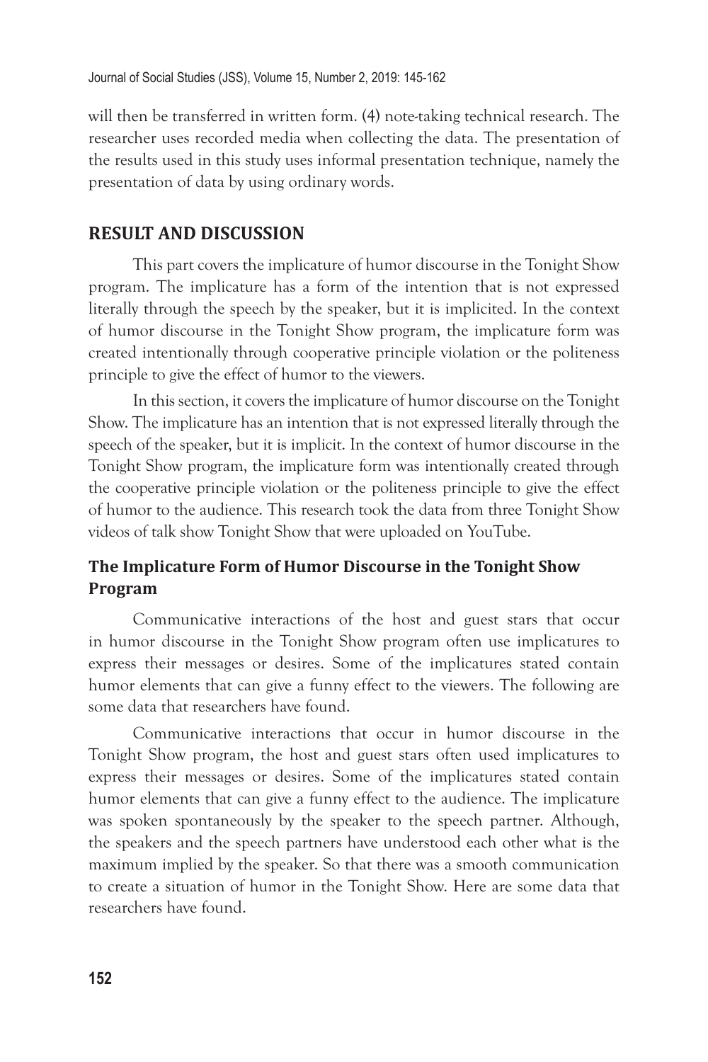will then be transferred in written form. (4) note-taking technical research. The researcher uses recorded media when collecting the data. The presentation of the results used in this study uses informal presentation technique, namely the presentation of data by using ordinary words.

## RESULT AND DISCUSSION

This part covers the implicature of humor discourse in the Tonight Show program. The implicature has a form of the intention that is not expressed literally through the speech by the speaker, but it is implicited. In the context of humor discourse in the Tonight Show program, the implicature form was created intentionally through cooperative principle violation or the politeness principle to give the effect of humor to the viewers.

In this section, it covers the implicature of humor discourse on the Tonight Show. The implicature has an intention that is not expressed literally through the speech of the speaker, but it is implicit. In the context of humor discourse in the Tonight Show program, the implicature form was intentionally created through the cooperative principle violation or the politeness principle to give the effect of humor to the audience. This research took the data from three Tonight Show videos of talk show Tonight Show that were uploaded on YouTube.

### The Implicature Form of Humor Discourse in the Tonight Show Program

Communicative interactions of the host and guest stars that occur in humor discourse in the Tonight Show program often use implicatures to express their messages or desires. Some of the implicatures stated contain humor elements that can give a funny effect to the viewers. The following are some data that researchers have found.

Communicative interactions that occur in humor discourse in the Tonight Show program, the host and guest stars often used implicatures to express their messages or desires. Some of the implicatures stated contain humor elements that can give a funny effect to the audience. The implicature was spoken spontaneously by the speaker to the speech partner. Although, the speakers and the speech partners have understood each other what is the maximum implied by the speaker. So that there was a smooth communication to create a situation of humor in the Tonight Show. Here are some data that researchers have found.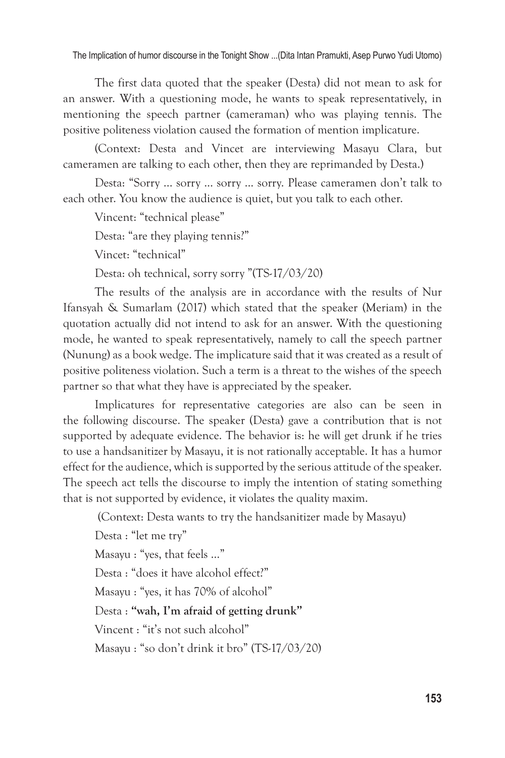The first data quoted that the speaker (Desta) did not mean to ask for an answer. With a questioning mode, he wants to speak representatively, in mentioning the speech partner (cameraman) who was playing tennis. The positive politeness violation caused the formation of mention implicature.

(Context: Desta and Vincet are interviewing Masayu Clara, but cameramen are talking to each other, then they are reprimanded by Desta.)

Desta: "Sorry ... sorry ... sorry ... sorry. Please cameramen don't talk to each other. You know the audience is quiet, but you talk to each other.

Vincent: "technical please"

Desta: "are they playing tennis?"

Vincet: "technical"

Desta: oh technical, sorry sorry "(TS-17/03/20)

The results of the analysis are in accordance with the results of Nur Ifansyah & Sumarlam (2017) which stated that the speaker (Meriam) in the quotation actually did not intend to ask for an answer. With the questioning mode, he wanted to speak representatively, namely to call the speech partner (Nunung) as a book wedge. The implicature said that it was created as a result of positive politeness violation. Such a term is a threat to the wishes of the speech partner so that what they have is appreciated by the speaker.

Implicatures for representative categories are also can be seen in the following discourse. The speaker (Desta) gave a contribution that is not supported by adequate evidence. The behavior is: he will get drunk if he tries to use a handsanitizer by Masayu, it is not rationally acceptable. It has a humor effect for the audience, which is supported by the serious attitude of the speaker. The speech act tells the discourse to imply the intention of stating something that is not supported by evidence, it violates the quality maxim.

(Context: Desta wants to try the handsanitizer made by Masayu)

Desta : "let me try"

Masayu : "yes, that feels ..."

Desta : "does it have alcohol effect?"

Masayu : "yes, it has 70% of alcohol"

Desta : **"wah, I'm afraid of getting drunk"**

Vincent : "it's not such alcohol"

Masayu : "so don't drink it bro" (TS-17/03/20)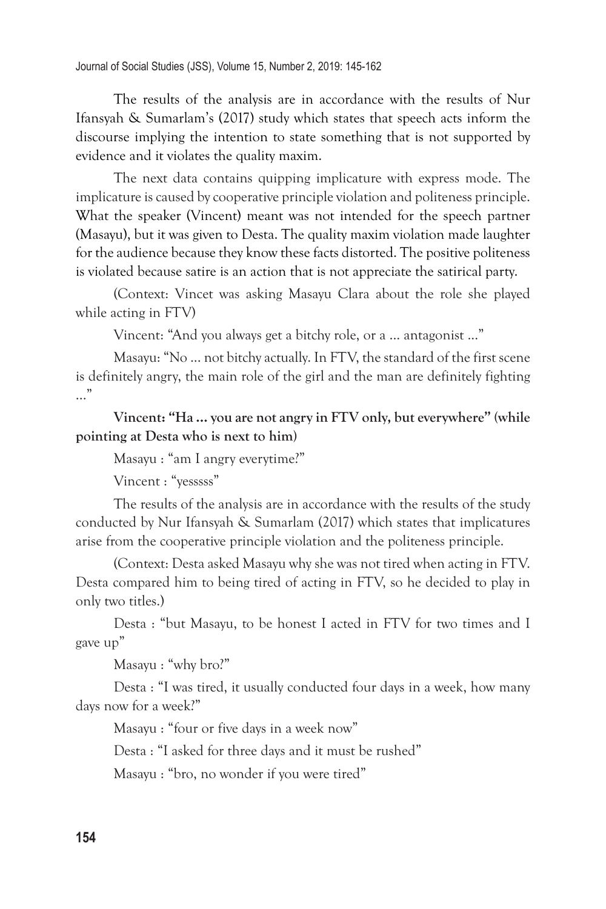The results of the analysis are in accordance with the results of Nur Ifansyah & Sumarlam's (2017) study which states that speech acts inform the discourse implying the intention to state something that is not supported by evidence and it violates the quality maxim.

The next data contains quipping implicature with express mode. The implicature is caused by cooperative principle violation and politeness principle. What the speaker (Vincent) meant was not intended for the speech partner (Masayu), but it was given to Desta. The quality maxim violation made laughter for the audience because they know these facts distorted. The positive politeness is violated because satire is an action that is not appreciate the satirical party.

(Context: Vincet was asking Masayu Clara about the role she played while acting in FTV)

Vincent: "And you always get a bitchy role, or a ... antagonist ..."

Masayu: "No ... not bitchy actually. In FTV, the standard of the first scene is definitely angry, the main role of the girl and the man are definitely fighting ..."

**Vincent: "Ha ... you are not angry in FTV only, but everywhere" (while pointing at Desta who is next to him)**

Masayu : "am I angry everytime?"

Vincent : "yesssss"

The results of the analysis are in accordance with the results of the study conducted by Nur Ifansyah & Sumarlam (2017) which states that implicatures arise from the cooperative principle violation and the politeness principle.

(Context: Desta asked Masayu why she was not tired when acting in FTV. Desta compared him to being tired of acting in FTV, so he decided to play in only two titles.)

Desta : "but Masayu, to be honest I acted in FTV for two times and I gave up"

Masayu : "why bro?"

Desta : "I was tired, it usually conducted four days in a week, how many days now for a week?"

Masayu : "four or five days in a week now"

Desta : "I asked for three days and it must be rushed"

Masayu : "bro, no wonder if you were tired"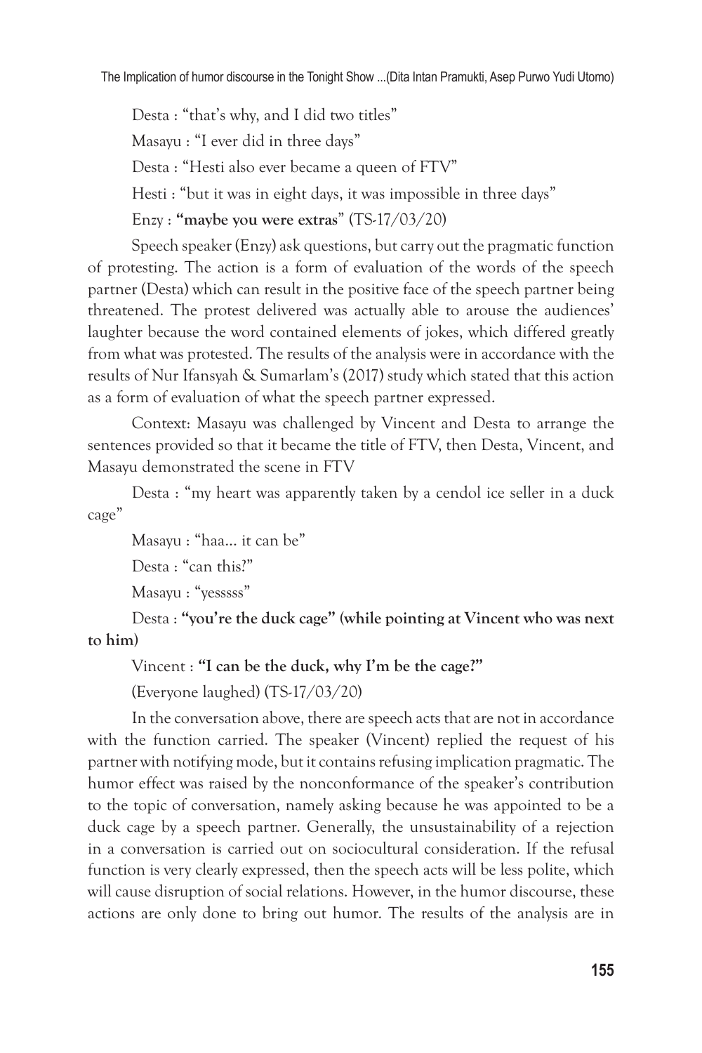Desta : "that's why, and I did two titles"

Masayu : "I ever did in three days"

Desta : "Hesti also ever became a queen of FTV"

Hesti : "but it was in eight days, it was impossible in three days"

Enzy : **"maybe you were extras"** (TS-17/03/20)

Speech speaker (Enzy) ask questions, but carry out the pragmatic function of protesting. The action is a form of evaluation of the words of the speech partner (Desta) which can result in the positive face of the speech partner being threatened. The protest delivered was actually able to arouse the audiences' laughter because the word contained elements of jokes, which differed greatly from what was protested. The results of the analysis were in accordance with the results of Nur Ifansyah & Sumarlam's (2017) study which stated that this action as a form of evaluation of what the speech partner expressed.

Context: Masayu was challenged by Vincent and Desta to arrange the sentences provided so that it became the title of FTV, then Desta, Vincent, and Masayu demonstrated the scene in FTV

Desta : "my heart was apparently taken by a cendol ice seller in a duck cage"

Masayu : "haa... it can be"

Desta : "can this?"

Masayu : "yesssss"

Desta : **"you're the duck cage" (while pointing at Vincent who was next to him)**

Vincent : **"I can be the duck, why I'm be the cage?"**

(Everyone laughed) (TS-17/03/20)

In the conversation above, there are speech acts that are not in accordance with the function carried. The speaker (Vincent) replied the request of his partner with notifying mode, but it contains refusing implication pragmatic. The humor effect was raised by the nonconformance of the speaker's contribution to the topic of conversation, namely asking because he was appointed to be a duck cage by a speech partner. Generally, the unsustainability of a rejection in a conversation is carried out on sociocultural consideration. If the refusal function is very clearly expressed, then the speech acts will be less polite, which will cause disruption of social relations. However, in the humor discourse, these actions are only done to bring out humor. The results of the analysis are in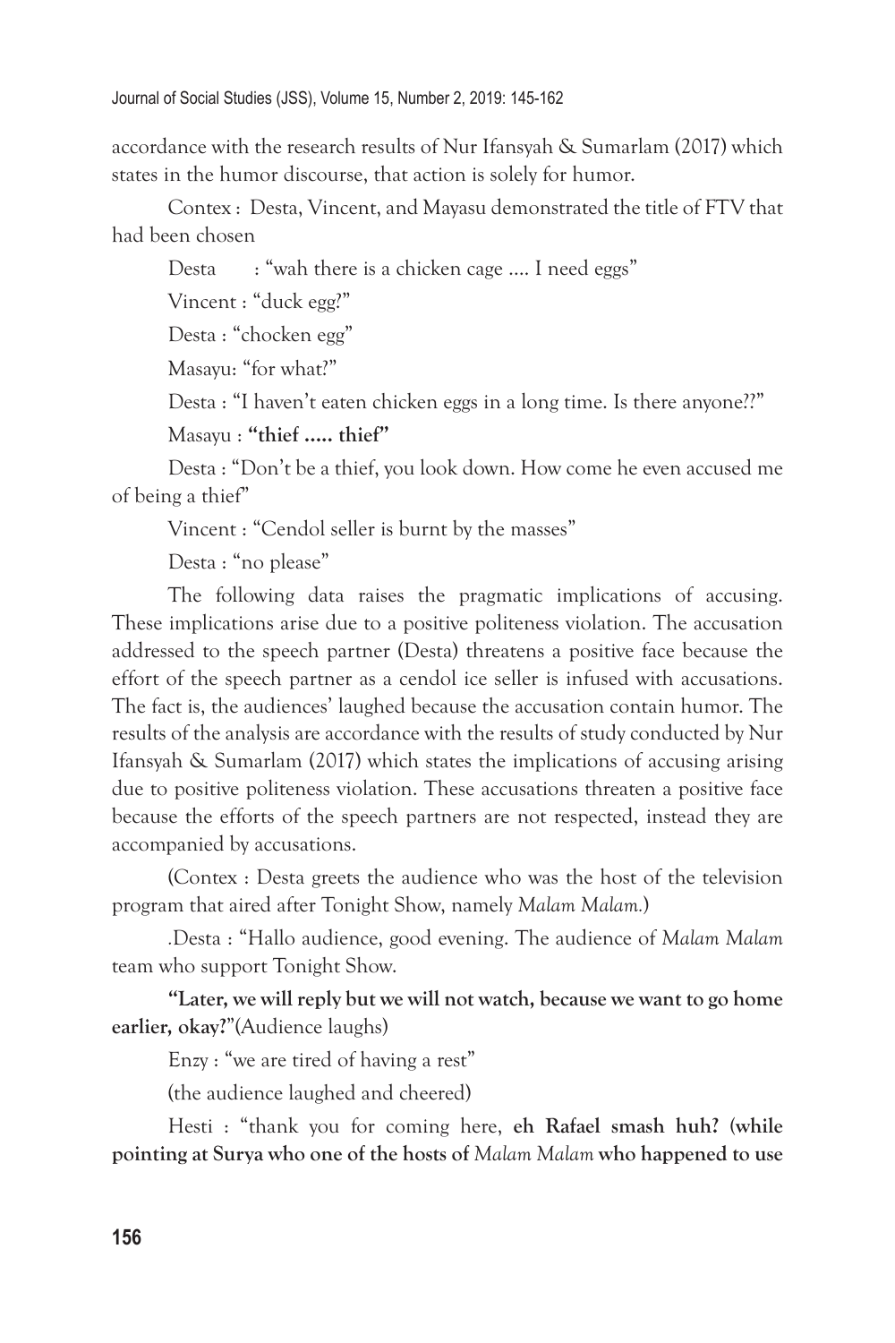accordance with the research results of Nur Ifansyah & Sumarlam (2017) which states in the humor discourse, that action is solely for humor.

Contex : Desta, Vincent, and Mayasu demonstrated the title of FTV that had been chosen

Desta : "wah there is a chicken cage .... I need eggs"

Vincent : "duck egg?"

Desta : "chocken egg"

Masayu: "for what?"

Desta : "I haven't eaten chicken eggs in a long time. Is there anyone??"

Masayu : **"thief ..... thief"**

Desta : "Don't be a thief, you look down. How come he even accused me of being a thief"

Vincent : "Cendol seller is burnt by the masses"

Desta : "no please"

The following data raises the pragmatic implications of accusing. These implications arise due to a positive politeness violation. The accusation addressed to the speech partner (Desta) threatens a positive face because the effort of the speech partner as a cendol ice seller is infused with accusations. The fact is, the audiences' laughed because the accusation contain humor. The results of the analysis are accordance with the results of study conducted by Nur Ifansyah & Sumarlam (2017) which states the implications of accusing arising due to positive politeness violation. These accusations threaten a positive face because the efforts of the speech partners are not respected, instead they are accompanied by accusations.

(Contex : Desta greets the audience who was the host of the television program that aired after Tonight Show, namely *Malam Malam.*)

.Desta : "Hallo audience, good evening. The audience of *Malam Malam* team who support Tonight Show.

**"Later, we will reply but we will not watch, because we want to go home earlier, okay?"**(Audience laughs)

Enzy : "we are tired of having a rest"

(the audience laughed and cheered)

Hesti : "thank you for coming here, **eh Rafael smash huh? (while pointing at Surya who one of the hosts of *Malam Malam* who happened to use**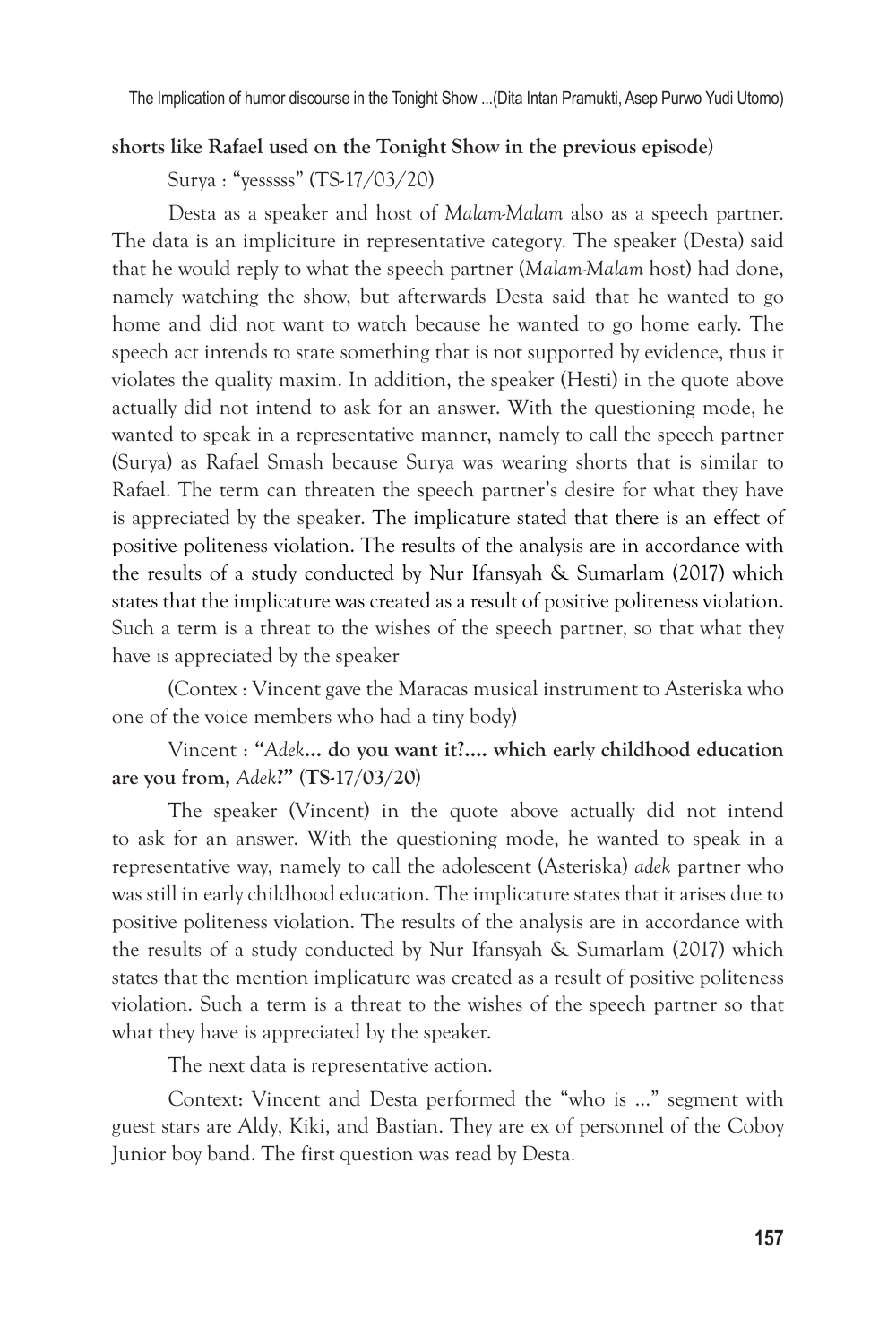**shorts like Rafael used on the Tonight Show in the previous episode)**

Surya : "yesssss" (TS-17/03/20)

Desta as a speaker and host of *Malam-Malam* also as a speech partner. The data is an impliciture in representative category. The speaker (Desta) said that he would reply to what the speech partner (*Malam-Malam* host) had done, namely watching the show, but afterwards Desta said that he wanted to go home and did not want to watch because he wanted to go home early. The speech act intends to state something that is not supported by evidence, thus it violates the quality maxim. In addition, the speaker (Hesti) in the quote above actually did not intend to ask for an answer. With the questioning mode, he wanted to speak in a representative manner, namely to call the speech partner (Surya) as Rafael Smash because Surya was wearing shorts that is similar to Rafael. The term can threaten the speech partner's desire for what they have is appreciated by the speaker. The implicature stated that there is an effect of positive politeness violation. The results of the analysis are in accordance with the results of a study conducted by Nur Ifansyah & Sumarlam (2017) which states that the implicature was created as a result of positive politeness violation. Such a term is a threat to the wishes of the speech partner, so that what they have is appreciated by the speaker

(Contex : Vincent gave the Maracas musical instrument to Asteriska who one of the voice members who had a tiny body)

Vincent : **"*Adek*... do you want it?.... which early childhood education are you from, *Adek*?" (TS-17/03/20)**

The speaker (Vincent) in the quote above actually did not intend to ask for an answer. With the questioning mode, he wanted to speak in a representative way, namely to call the adolescent (Asteriska) *adek* partner who was still in early childhood education. The implicature states that it arises due to positive politeness violation. The results of the analysis are in accordance with the results of a study conducted by Nur Ifansyah & Sumarlam (2017) which states that the mention implicature was created as a result of positive politeness violation. Such a term is a threat to the wishes of the speech partner so that what they have is appreciated by the speaker.

The next data is representative action.

Context: Vincent and Desta performed the "who is ..." segment with guest stars are Aldy, Kiki, and Bastian. They are ex of personnel of the Coboy Junior boy band. The first question was read by Desta.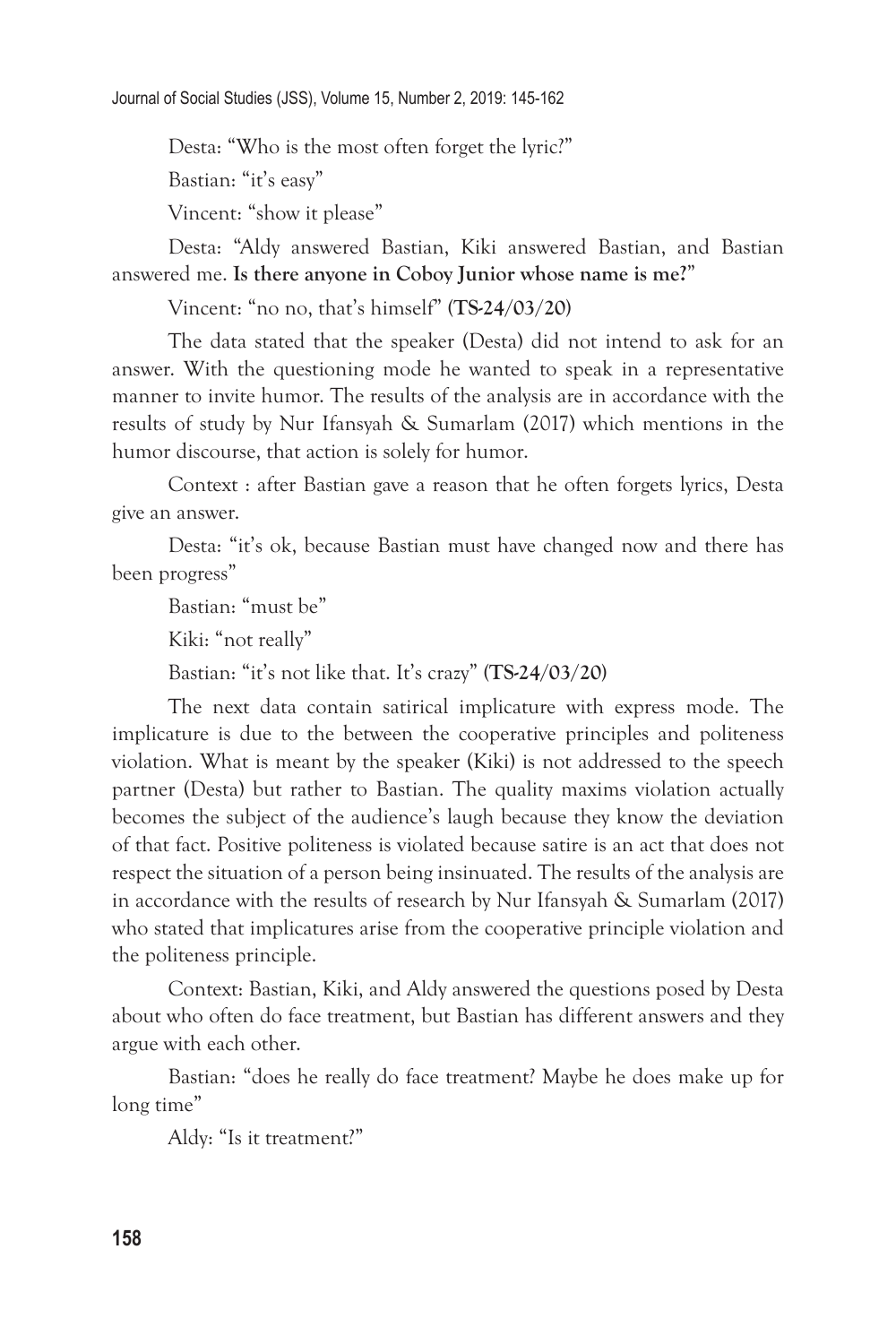Desta: "Who is the most often forget the lyric?"

Bastian: "it's easy"

Vincent: "show it please"

Desta: "Aldy answered Bastian, Kiki answered Bastian, and Bastian answered me. **Is there anyone in Coboy Junior whose name is me?**"

Vincent: "no no, that's himself" **(TS-24/03/20)**

The data stated that the speaker (Desta) did not intend to ask for an answer. With the questioning mode he wanted to speak in a representative manner to invite humor. The results of the analysis are in accordance with the results of study by Nur Ifansyah & Sumarlam (2017) which mentions in the humor discourse, that action is solely for humor.

Context : after Bastian gave a reason that he often forgets lyrics, Desta give an answer.

Desta: "it's ok, because Bastian must have changed now and there has been progress"

Bastian: "must be"

Kiki: "not really"

Bastian: "it's not like that. It's crazy" **(TS-24/03/20)**

The next data contain satirical implicature with express mode. The implicature is due to the between the cooperative principles and politeness violation. What is meant by the speaker (Kiki) is not addressed to the speech partner (Desta) but rather to Bastian. The quality maxims violation actually becomes the subject of the audience's laugh because they know the deviation of that fact. Positive politeness is violated because satire is an act that does not respect the situation of a person being insinuated. The results of the analysis are in accordance with the results of research by Nur Ifansyah & Sumarlam (2017) who stated that implicatures arise from the cooperative principle violation and the politeness principle.

Context: Bastian, Kiki, and Aldy answered the questions posed by Desta about who often do face treatment, but Bastian has different answers and they argue with each other.

Bastian: "does he really do face treatment? Maybe he does make up for long time"

Aldy: "Is it treatment?"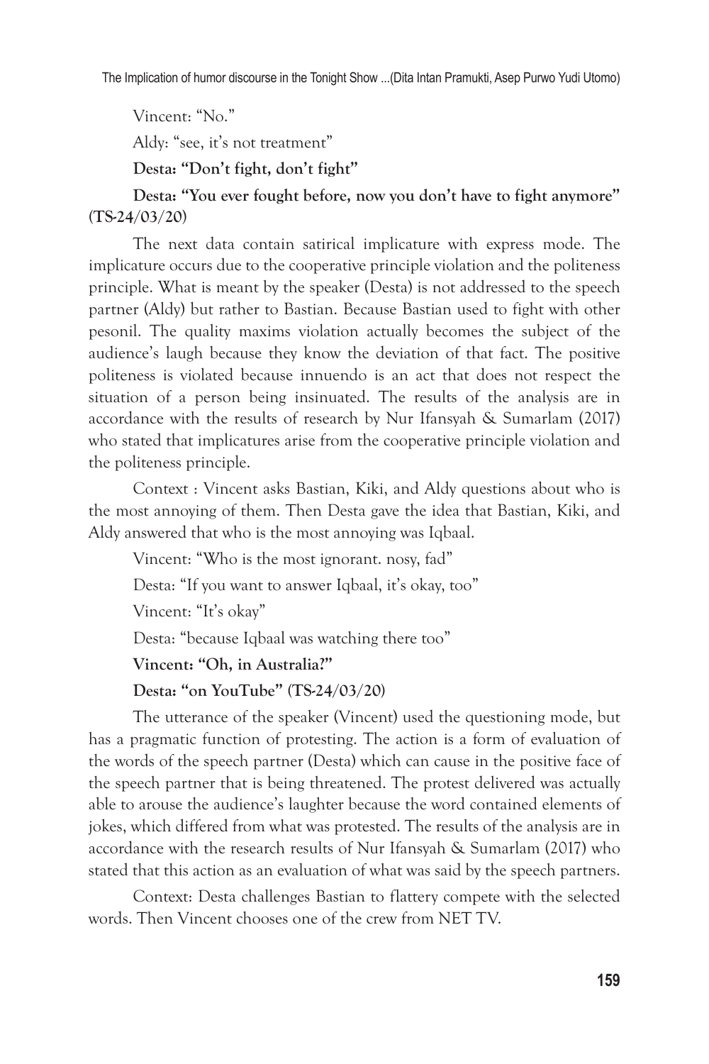Vincent: "No."

Aldy: "see, it's not treatment"

**Desta: "Don't fight, don't fight"**

**Desta: "You ever fought before, now you don't have to fight anymore" (TS-24/03/20)**

The next data contain satirical implicature with express mode. The implicature occurs due to the cooperative principle violation and the politeness principle. What is meant by the speaker (Desta) is not addressed to the speech partner (Aldy) but rather to Bastian. Because Bastian used to fight with other pesonil. The quality maxims violation actually becomes the subject of the audience's laugh because they know the deviation of that fact. The positive politeness is violated because innuendo is an act that does not respect the situation of a person being insinuated. The results of the analysis are in accordance with the results of research by Nur Ifansyah & Sumarlam (2017) who stated that implicatures arise from the cooperative principle violation and the politeness principle.

Context : Vincent asks Bastian, Kiki, and Aldy questions about who is the most annoying of them. Then Desta gave the idea that Bastian, Kiki, and Aldy answered that who is the most annoying was Iqbaal.

Vincent: "Who is the most ignorant. nosy, fad"

Desta: "If you want to answer Iqbaal, it's okay, too"

Vincent: "It's okay"

Desta: "because Iqbaal was watching there too"

**Vincent: "Oh, in Australia?"**

**Desta: "on YouTube" (TS-24/03/20)**

The utterance of the speaker (Vincent) used the questioning mode, but has a pragmatic function of protesting. The action is a form of evaluation of the words of the speech partner (Desta) which can cause in the positive face of the speech partner that is being threatened. The protest delivered was actually able to arouse the audience's laughter because the word contained elements of jokes, which differed from what was protested. The results of the analysis are in accordance with the research results of Nur Ifansyah & Sumarlam (2017) who stated that this action as an evaluation of what was said by the speech partners.

Context: Desta challenges Bastian to flattery compete with the selected words. Then Vincent chooses one of the crew from NET TV.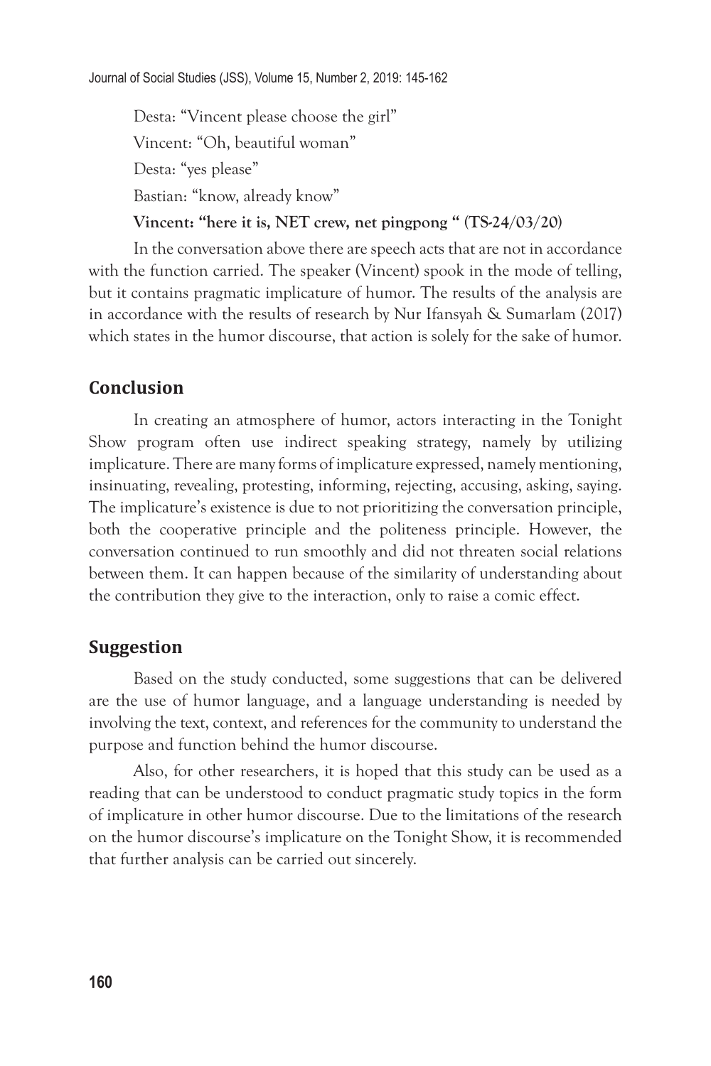Desta: "Vincent please choose the girl"

Vincent: "Oh, beautiful woman"

Desta: "yes please"

Bastian: "know, already know"

**Vincent: "here it is, NET crew, net pingpong " (TS-24/03/20)**

In the conversation above there are speech acts that are not in accordance with the function carried. The speaker (Vincent) spook in the mode of telling, but it contains pragmatic implicature of humor. The results of the analysis are in accordance with the results of research by Nur Ifansyah & Sumarlam (2017) which states in the humor discourse, that action is solely for the sake of humor.

## Conclusion

In creating an atmosphere of humor, actors interacting in the Tonight Show program often use indirect speaking strategy, namely by utilizing implicature. There are many forms of implicature expressed, namely mentioning, insinuating, revealing, protesting, informing, rejecting, accusing, asking, saying. The implicature's existence is due to not prioritizing the conversation principle, both the cooperative principle and the politeness principle. However, the conversation continued to run smoothly and did not threaten social relations between them. It can happen because of the similarity of understanding about the contribution they give to the interaction, only to raise a comic effect.

## Suggestion

Based on the study conducted, some suggestions that can be delivered are the use of humor language, and a language understanding is needed by involving the text, context, and references for the community to understand the purpose and function behind the humor discourse.

Also, for other researchers, it is hoped that this study can be used as a reading that can be understood to conduct pragmatic study topics in the form of implicature in other humor discourse. Due to the limitations of the research on the humor discourse's implicature on the Tonight Show, it is recommended that further analysis can be carried out sincerely.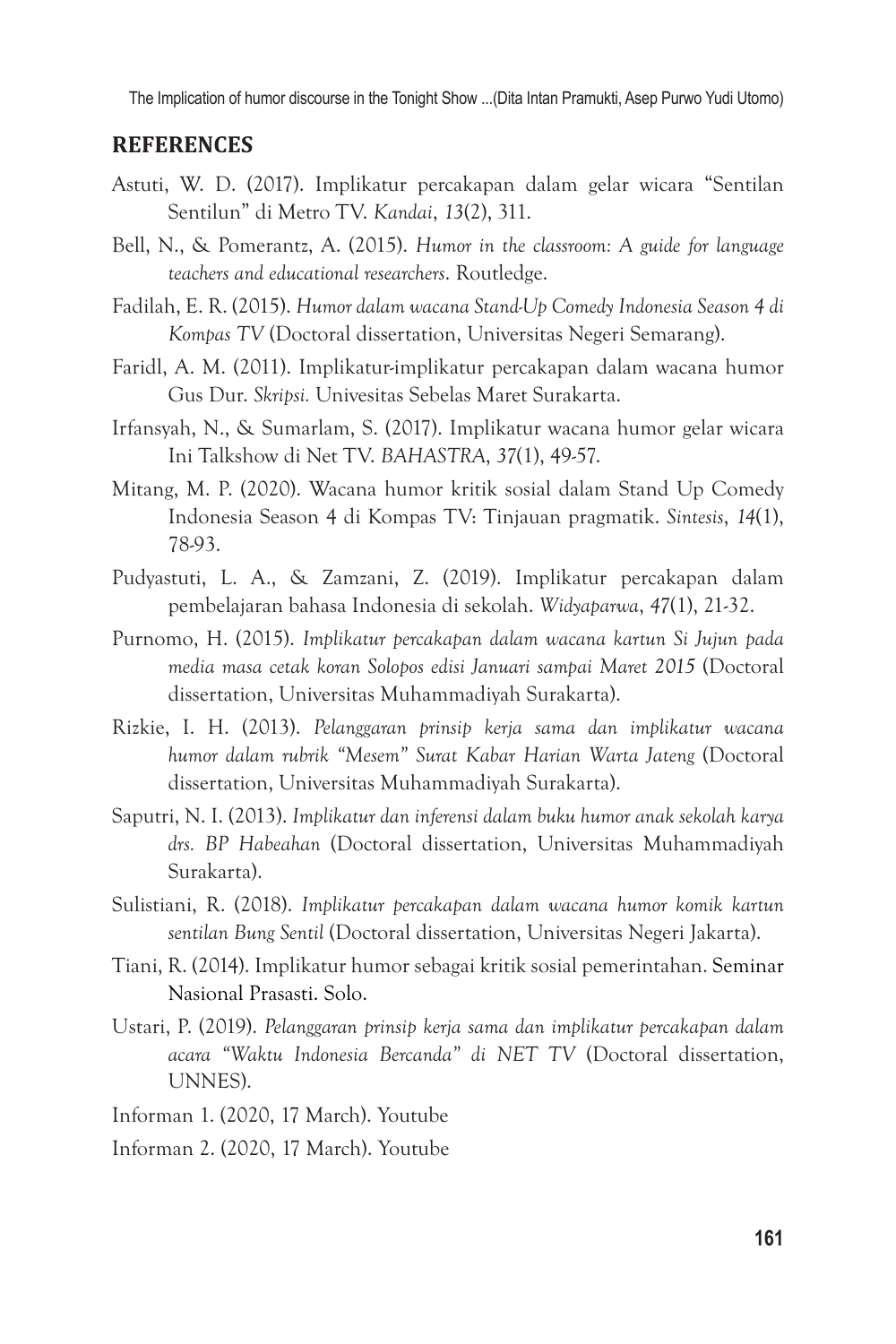## REFERENCES

Astuti, W. D. (2017). Implikatur percakapan dalam gelar wicara "Sentilan Sentilun" di Metro TV. *Kandai*, *13*(2), 311.

Bell, N., & Pomerantz, A. (2015). *Humor in the classroom: A guide for language teachers and educational researchers*. Routledge.

Fadilah, E. R. (2015). *Humor dalam wacana Stand-Up Comedy Indonesia Season 4 di Kompas TV* (Doctoral dissertation, Universitas Negeri Semarang).

Faridl, A. M. (2011). Implikatur-implikatur percakapan dalam wacana humor Gus Dur. *Skripsi.* Univesitas Sebelas Maret Surakarta.

Irfansyah, N., & Sumarlam, S. (2017). Implikatur wacana humor gelar wicara Ini Talkshow di Net TV. *BAHASTRA*, *37*(1), 49-57.

Mitang, M. P. (2020). Wacana humor kritik sosial dalam Stand Up Comedy Indonesia Season 4 di Kompas TV: Tinjauan pragmatik. *Sintesis*, *14*(1), 78-93.

Pudyastuti, L. A., & Zamzani, Z. (2019). Implikatur percakapan dalam pembelajaran bahasa Indonesia di sekolah. *Widyaparwa*, *47*(1), 21-32.

Purnomo, H. (2015). *Implikatur percakapan dalam wacana kartun Si Jujun pada media masa cetak koran Solopos edisi Januari sampai Maret 2015* (Doctoral dissertation, Universitas Muhammadiyah Surakarta).

Rizkie, I. H. (2013). *Pelanggaran prinsip kerja sama dan implikatur wacana humor dalam rubrik "Mesem" Surat Kabar Harian Warta Jateng* (Doctoral dissertation, Universitas Muhammadiyah Surakarta).

Saputri, N. I. (2013). *Implikatur dan inferensi dalam buku humor anak sekolah karya drs. BP Habeahan* (Doctoral dissertation, Universitas Muhammadiyah Surakarta).

Sulistiani, R. (2018). *Implikatur percakapan dalam wacana humor komik kartun sentilan Bung Sentil* (Doctoral dissertation, Universitas Negeri Jakarta).

Tiani, R. (2014). Implikatur humor sebagai kritik sosial pemerintahan. Seminar Nasional Prasasti. Solo.

Ustari, P. (2019). *Pelanggaran prinsip kerja sama dan implikatur percakapan dalam acara "Waktu Indonesia Bercanda" di NET TV* (Doctoral dissertation, UNNES).

Informan 1. (2020, 17 March). Youtube

Informan 2. (2020, 17 March). Youtube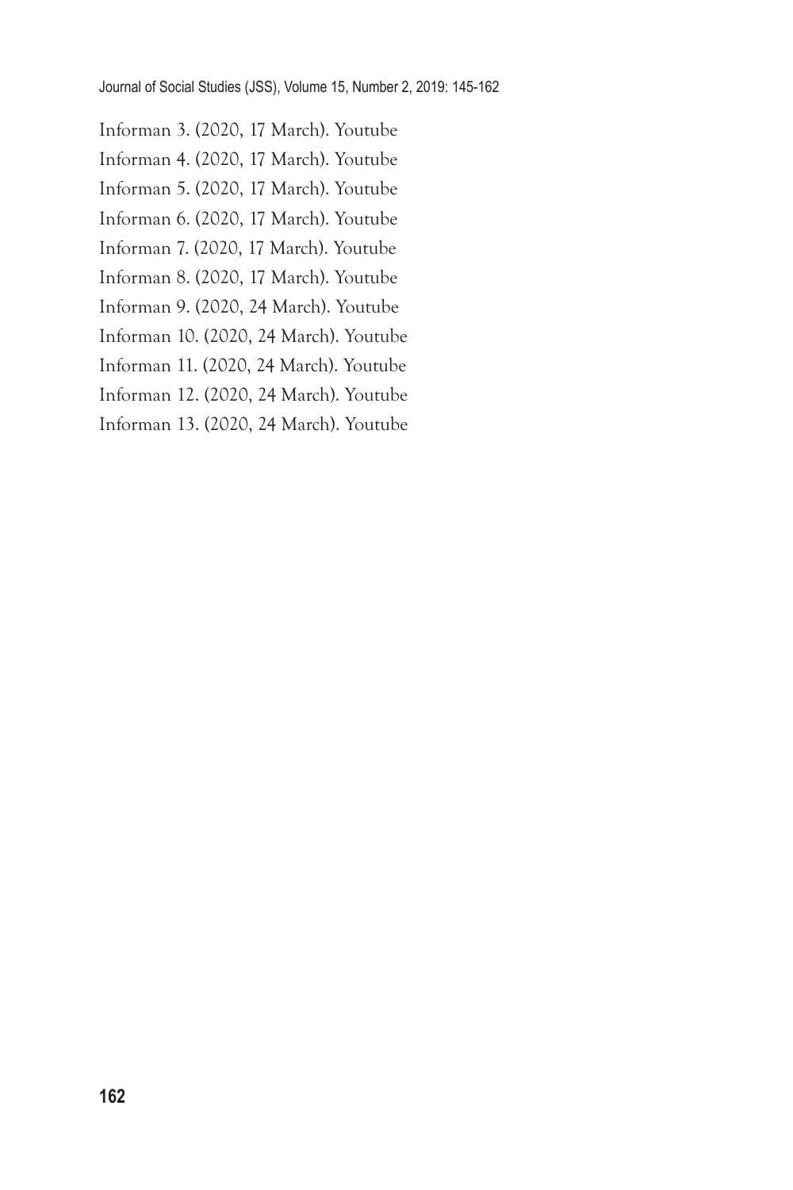Informan 3. (2020, 17 March). Youtube

Informan 4. (2020, 17 March). Youtube

Informan 5. (2020, 17 March). Youtube

Informan 6. (2020, 17 March). Youtube

Informan 7. (2020, 17 March). Youtube

Informan 8. (2020, 17 March). Youtube

Informan 9. (2020, 24 March). Youtube

Informan 10. (2020, 24 March). Youtube

Informan 11. (2020, 24 March). Youtube

Informan 12. (2020, 24 March). Youtube

Informan 13. (2020, 24 March). Youtube